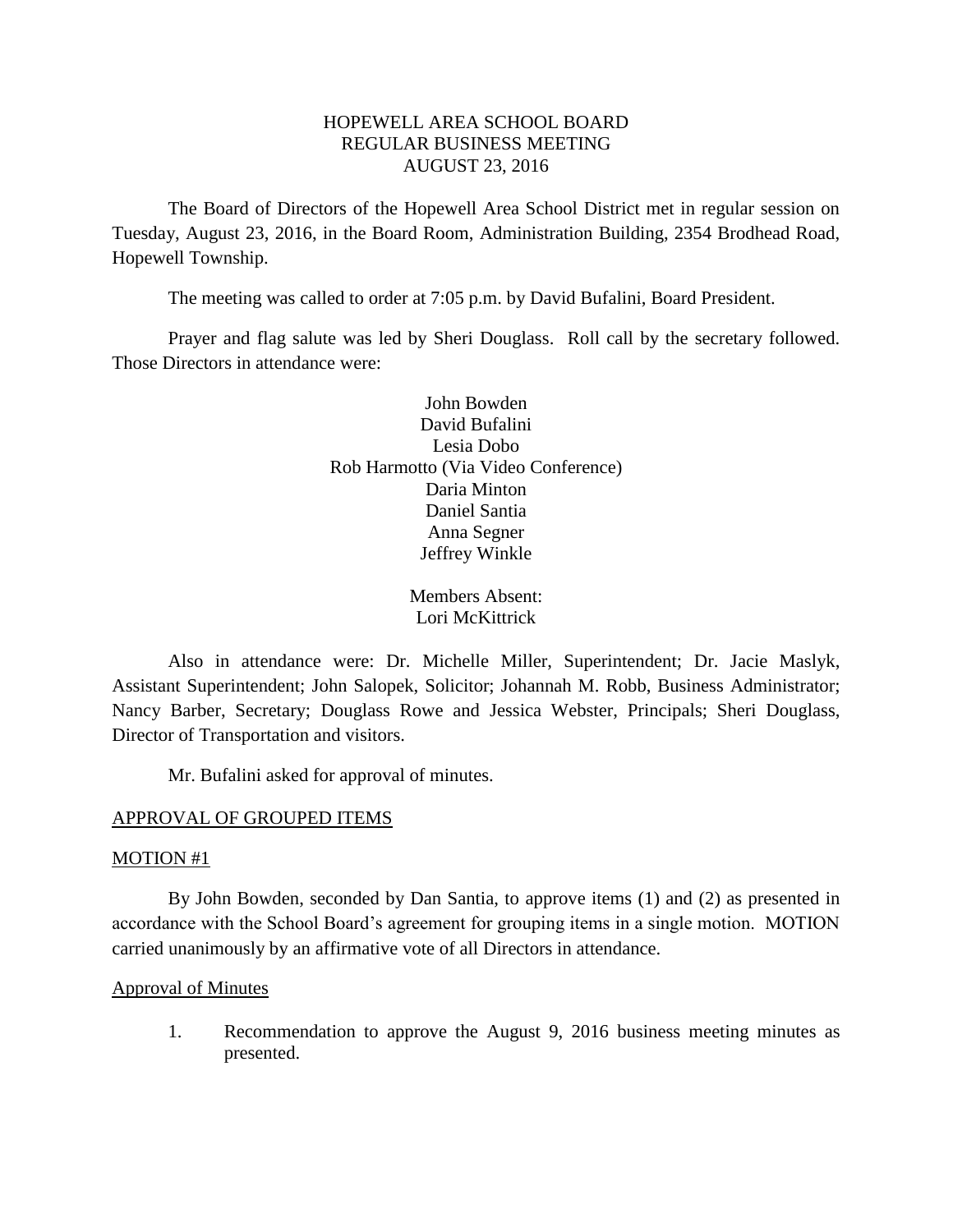# HOPEWELL AREA SCHOOL BOARD
## REGULAR BUSINESS MEETING
## AUGUST 23, 2016

The Board of Directors of the Hopewell Area School District met in regular session on Tuesday, August 23, 2016, in the Board Room, Administration Building, 2354 Brodhead Road, Hopewell Township.

The meeting was called to order at 7:05 p.m. by David Bufalini, Board President.

Prayer and flag salute was led by Sheri Douglass. Roll call by the secretary followed. Those Directors in attendance were:

John Bowden
David Bufalini
Lesia Dobo
Rob Harmotto (Via Video Conference)
Daria Minton
Daniel Santia
Anna Segner
Jeffrey Winkle

Members Absent:
Lori McKittrick

Also in attendance were: Dr. Michelle Miller, Superintendent; Dr. Jacie Maslyk, Assistant Superintendent; John Salopek, Solicitor; Johannah M. Robb, Business Administrator; Nancy Barber, Secretary; Douglass Rowe and Jessica Webster, Principals; Sheri Douglass, Director of Transportation and visitors.

Mr. Bufalini asked for approval of minutes.

APPROVAL OF GROUPED ITEMS

MOTION #1

By John Bowden, seconded by Dan Santia, to approve items (1) and (2) as presented in accordance with the School Board's agreement for grouping items in a single motion. MOTION carried unanimously by an affirmative vote of all Directors in attendance.

Approval of Minutes

1. Recommendation to approve the August 9, 2016 business meeting minutes as presented.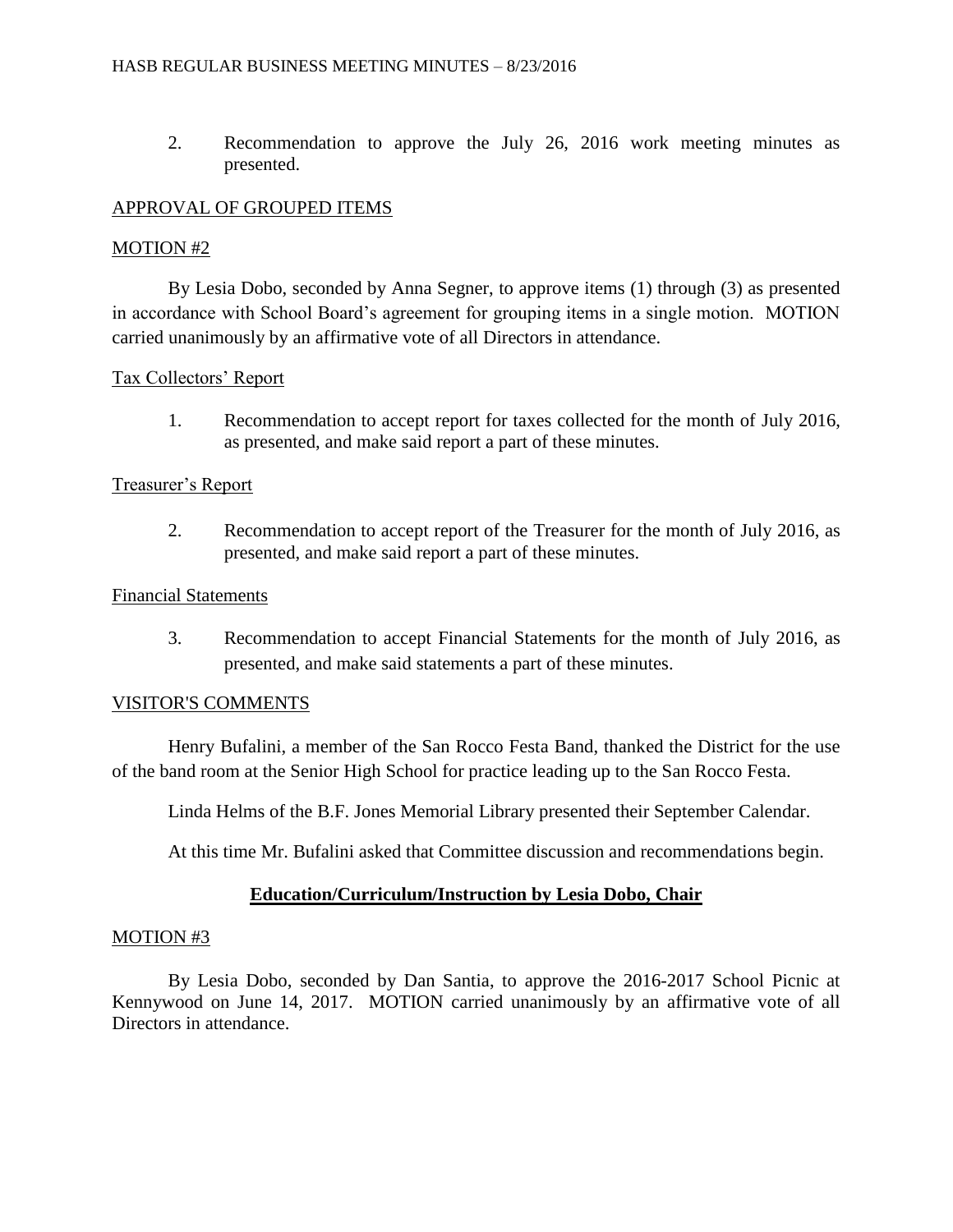2. Recommendation to approve the July 26, 2016 work meeting minutes as presented.

APPROVAL OF GROUPED ITEMS

MOTION #2

By Lesia Dobo, seconded by Anna Segner, to approve items (1) through (3) as presented in accordance with School Board's agreement for grouping items in a single motion. MOTION carried unanimously by an affirmative vote of all Directors in attendance.

Tax Collectors' Report

1. Recommendation to accept report for taxes collected for the month of July 2016, as presented, and make said report a part of these minutes.

Treasurer's Report

2. Recommendation to accept report of the Treasurer for the month of July 2016, as presented, and make said report a part of these minutes.

Financial Statements

3. Recommendation to accept Financial Statements for the month of July 2016, as presented, and make said statements a part of these minutes.

VISITOR'S COMMENTS

Henry Bufalini, a member of the San Rocco Festa Band, thanked the District for the use of the band room at the Senior High School for practice leading up to the San Rocco Festa.

Linda Helms of the B.F. Jones Memorial Library presented their September Calendar.

At this time Mr. Bufalini asked that Committee discussion and recommendations begin.

**Education/Curriculum/Instruction by Lesia Dobo, Chair**

MOTION #3

By Lesia Dobo, seconded by Dan Santia, to approve the 2016-2017 School Picnic at Kennywood on June 14, 2017. MOTION carried unanimously by an affirmative vote of all Directors in attendance.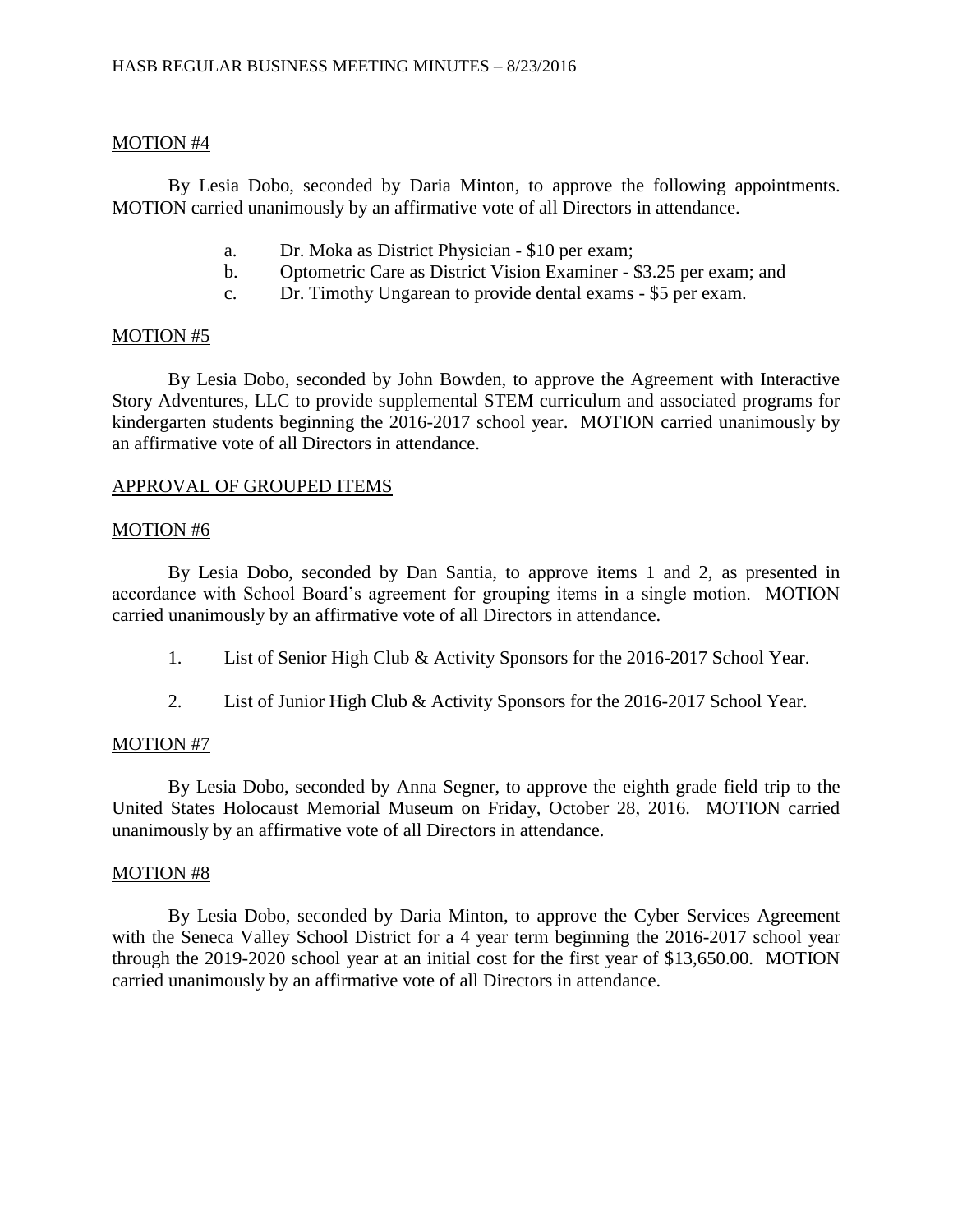MOTION #4

By Lesia Dobo, seconded by Daria Minton, to approve the following appointments. MOTION carried unanimously by an affirmative vote of all Directors in attendance.

a. Dr. Moka as District Physician - $10 per exam;
b. Optometric Care as District Vision Examiner - $3.25 per exam; and
c. Dr. Timothy Ungarean to provide dental exams - $5 per exam.

MOTION #5

By Lesia Dobo, seconded by John Bowden, to approve the Agreement with Interactive Story Adventures, LLC to provide supplemental STEM curriculum and associated programs for kindergarten students beginning the 2016-2017 school year. MOTION carried unanimously by an affirmative vote of all Directors in attendance.

APPROVAL OF GROUPED ITEMS

MOTION #6

By Lesia Dobo, seconded by Dan Santia, to approve items 1 and 2, as presented in accordance with School Board's agreement for grouping items in a single motion. MOTION carried unanimously by an affirmative vote of all Directors in attendance.

1. List of Senior High Club & Activity Sponsors for the 2016-2017 School Year.

2. List of Junior High Club & Activity Sponsors for the 2016-2017 School Year.

MOTION #7

By Lesia Dobo, seconded by Anna Segner, to approve the eighth grade field trip to the United States Holocaust Memorial Museum on Friday, October 28, 2016. MOTION carried unanimously by an affirmative vote of all Directors in attendance.

MOTION #8

By Lesia Dobo, seconded by Daria Minton, to approve the Cyber Services Agreement with the Seneca Valley School District for a 4 year term beginning the 2016-2017 school year through the 2019-2020 school year at an initial cost for the first year of $13,650.00. MOTION carried unanimously by an affirmative vote of all Directors in attendance.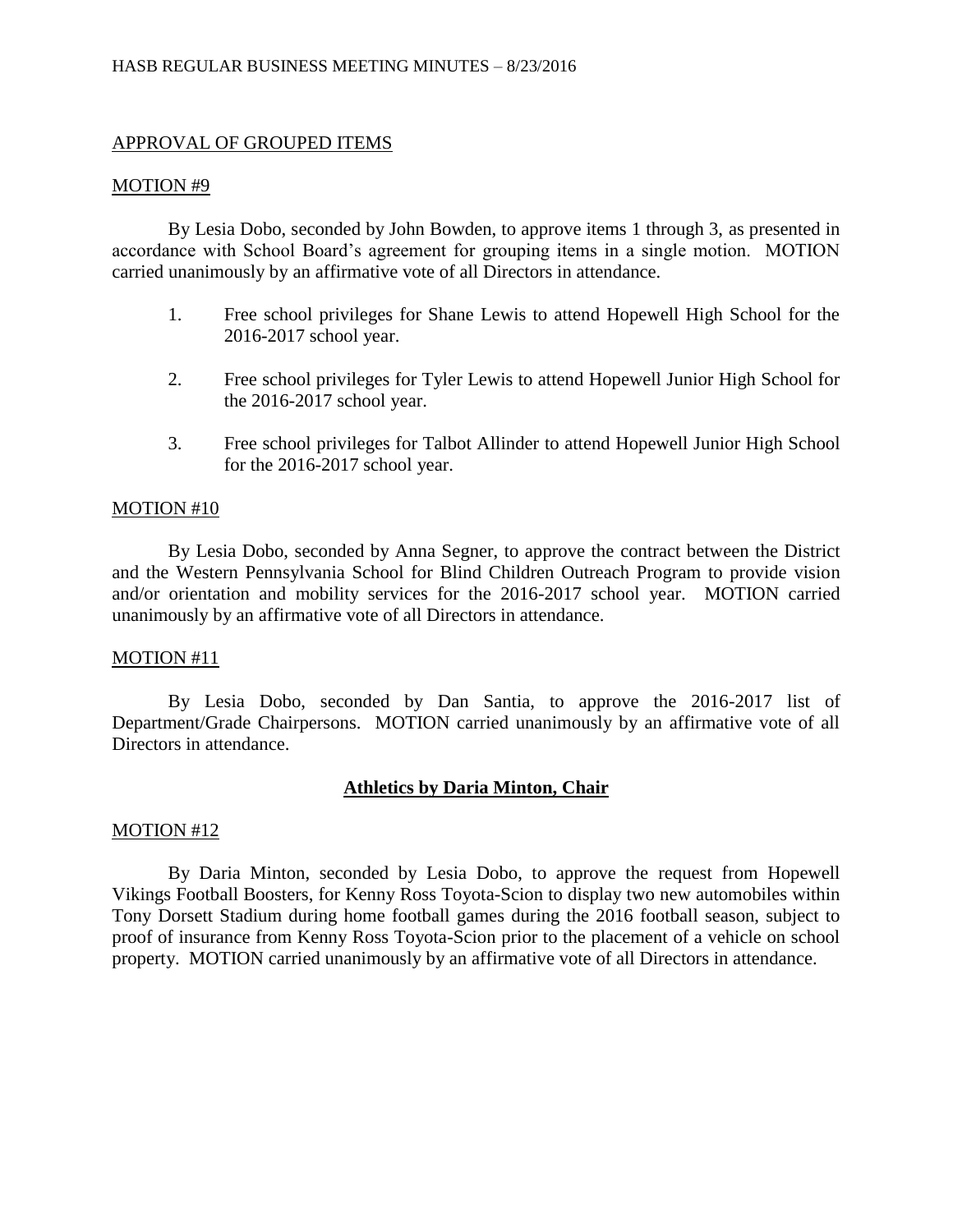APPROVAL OF GROUPED ITEMS

MOTION #9

By Lesia Dobo, seconded by John Bowden, to approve items 1 through 3, as presented in accordance with School Board's agreement for grouping items in a single motion. MOTION carried unanimously by an affirmative vote of all Directors in attendance.

1. Free school privileges for Shane Lewis to attend Hopewell High School for the 2016-2017 school year.

2. Free school privileges for Tyler Lewis to attend Hopewell Junior High School for the 2016-2017 school year.

3. Free school privileges for Talbot Allinder to attend Hopewell Junior High School for the 2016-2017 school year.

MOTION #10

By Lesia Dobo, seconded by Anna Segner, to approve the contract between the District and the Western Pennsylvania School for Blind Children Outreach Program to provide vision and/or orientation and mobility services for the 2016-2017 school year. MOTION carried unanimously by an affirmative vote of all Directors in attendance.

MOTION #11

By Lesia Dobo, seconded by Dan Santia, to approve the 2016-2017 list of Department/Grade Chairpersons. MOTION carried unanimously by an affirmative vote of all Directors in attendance.

## Athletics by Daria Minton, Chair

MOTION #12

By Daria Minton, seconded by Lesia Dobo, to approve the request from Hopewell Vikings Football Boosters, for Kenny Ross Toyota-Scion to display two new automobiles within Tony Dorsett Stadium during home football games during the 2016 football season, subject to proof of insurance from Kenny Ross Toyota-Scion prior to the placement of a vehicle on school property. MOTION carried unanimously by an affirmative vote of all Directors in attendance.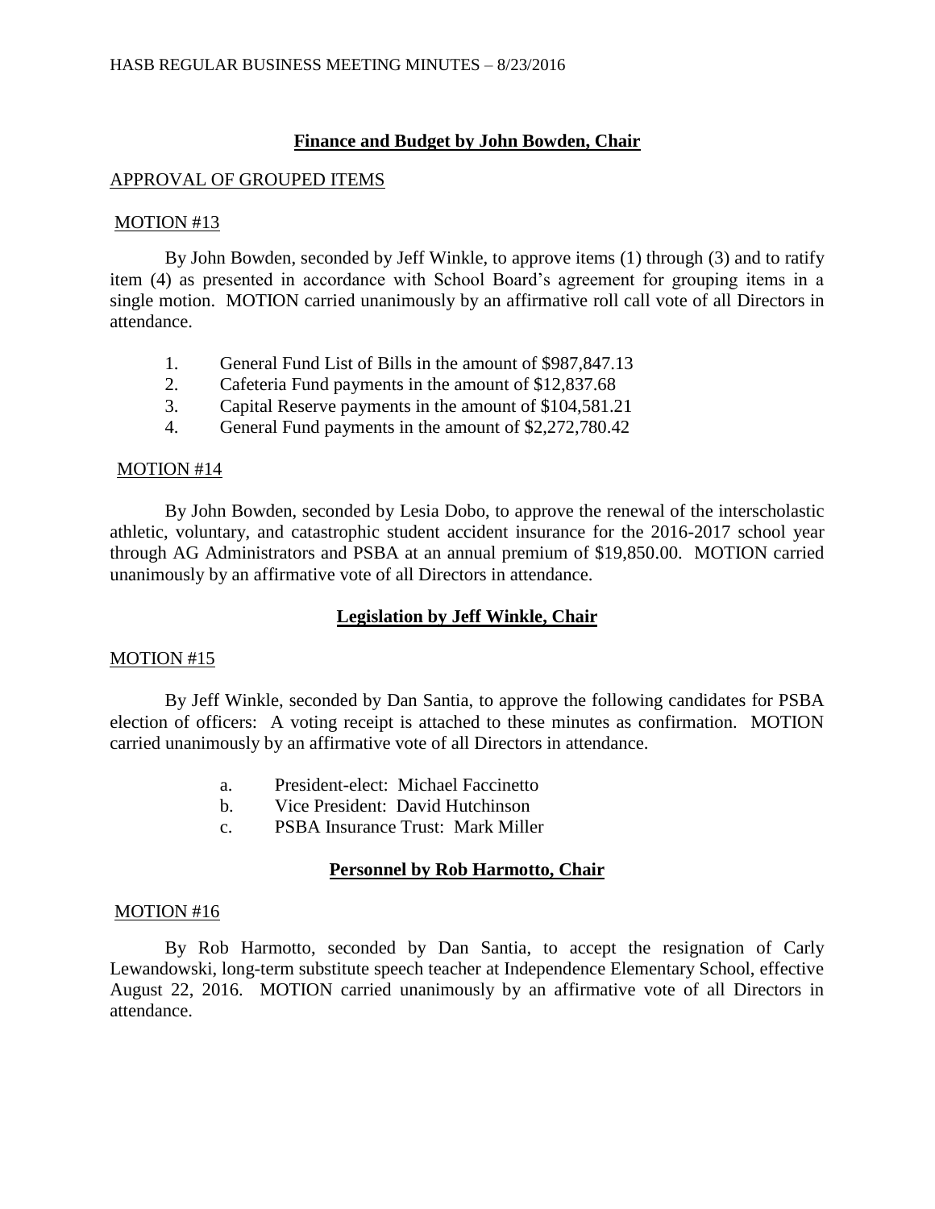## **Finance and Budget by John Bowden, Chair**

APPROVAL OF GROUPED ITEMS

MOTION #13

By John Bowden, seconded by Jeff Winkle, to approve items (1) through (3) and to ratify item (4) as presented in accordance with School Board's agreement for grouping items in a single motion. MOTION carried unanimously by an affirmative roll call vote of all Directors in attendance.

1. General Fund List of Bills in the amount of $987,847.13
2. Cafeteria Fund payments in the amount of $12,837.68
3. Capital Reserve payments in the amount of $104,581.21
4. General Fund payments in the amount of $2,272,780.42

MOTION #14

By John Bowden, seconded by Lesia Dobo, to approve the renewal of the interscholastic athletic, voluntary, and catastrophic student accident insurance for the 2016-2017 school year through AG Administrators and PSBA at an annual premium of $19,850.00. MOTION carried unanimously by an affirmative vote of all Directors in attendance.

## **Legislation by Jeff Winkle, Chair**

MOTION #15

By Jeff Winkle, seconded by Dan Santia, to approve the following candidates for PSBA election of officers: A voting receipt is attached to these minutes as confirmation. MOTION carried unanimously by an affirmative vote of all Directors in attendance.

a. President-elect: Michael Faccinetto
b. Vice President: David Hutchinson
c. PSBA Insurance Trust: Mark Miller

## **Personnel by Rob Harmotto, Chair**

MOTION #16

By Rob Harmotto, seconded by Dan Santia, to accept the resignation of Carly Lewandowski, long-term substitute speech teacher at Independence Elementary School, effective August 22, 2016. MOTION carried unanimously by an affirmative vote of all Directors in attendance.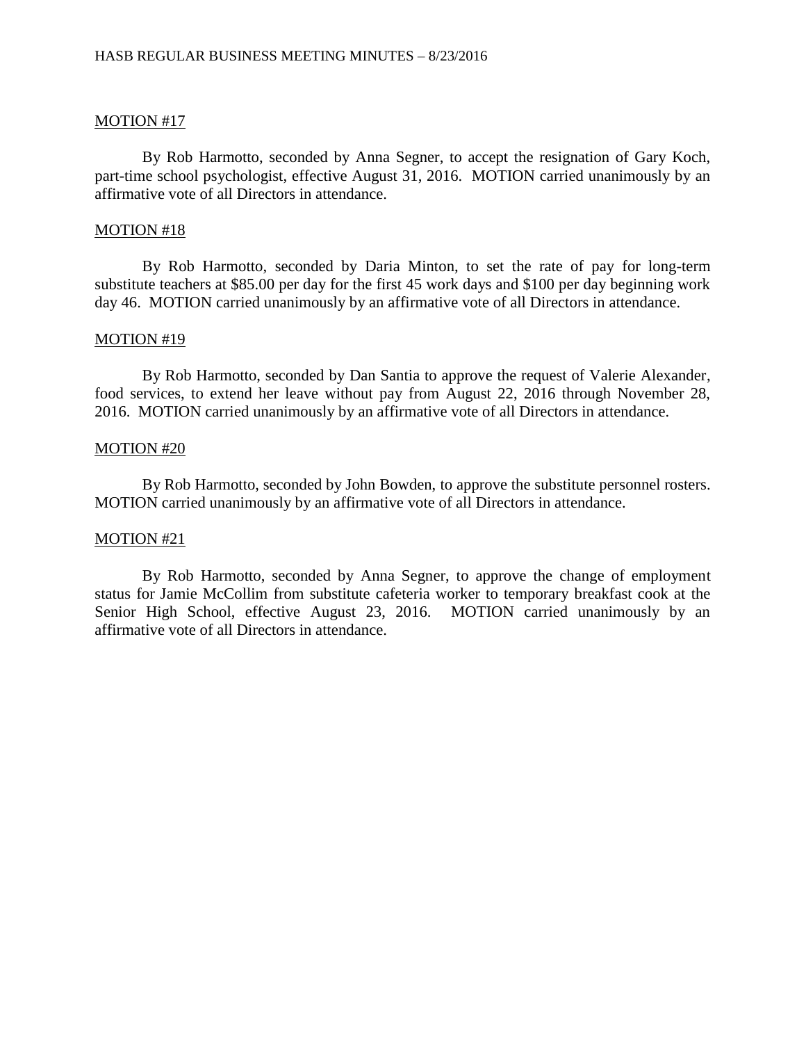MOTION #17

By Rob Harmotto, seconded by Anna Segner, to accept the resignation of Gary Koch, part-time school psychologist, effective August 31, 2016. MOTION carried unanimously by an affirmative vote of all Directors in attendance.

MOTION #18

By Rob Harmotto, seconded by Daria Minton, to set the rate of pay for long-term substitute teachers at $85.00 per day for the first 45 work days and $100 per day beginning work day 46. MOTION carried unanimously by an affirmative vote of all Directors in attendance.

MOTION #19

By Rob Harmotto, seconded by Dan Santia to approve the request of Valerie Alexander, food services, to extend her leave without pay from August 22, 2016 through November 28, 2016. MOTION carried unanimously by an affirmative vote of all Directors in attendance.

MOTION #20

By Rob Harmotto, seconded by John Bowden, to approve the substitute personnel rosters. MOTION carried unanimously by an affirmative vote of all Directors in attendance.

MOTION #21

By Rob Harmotto, seconded by Anna Segner, to approve the change of employment status for Jamie McCollim from substitute cafeteria worker to temporary breakfast cook at the Senior High School, effective August 23, 2016. MOTION carried unanimously by an affirmative vote of all Directors in attendance.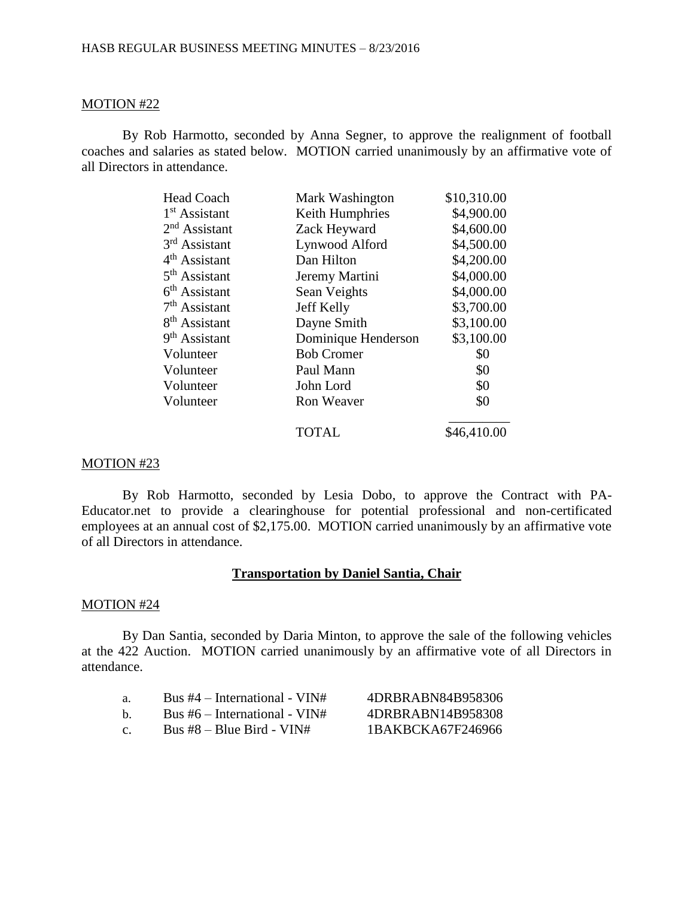MOTION #22

By Rob Harmotto, seconded by Anna Segner, to approve the realignment of football coaches and salaries as stated below. MOTION carried unanimously by an affirmative vote of all Directors in attendance.

| Position | Name | Salary |
|---|---|---|
| Head Coach | Mark Washington | \$10,310.00 |
| 1st Assistant | Keith Humphries | \$4,900.00 |
| 2nd Assistant | Zack Heyward | \$4,600.00 |
| 3rd Assistant | Lynwood Alford | \$4,500.00 |
| 4th Assistant | Dan Hilton | \$4,200.00 |
| 5th Assistant | Jeremy Martini | \$4,000.00 |
| 6th Assistant | Sean Veights | \$4,000.00 |
| 7th Assistant | Jeff Kelly | \$3,700.00 |
| 8th Assistant | Dayne Smith | \$3,100.00 |
| 9th Assistant | Dominique Henderson | \$3,100.00 |
| Volunteer | Bob Cromer | \$0 |
| Volunteer | Paul Mann | \$0 |
| Volunteer | John Lord | \$0 |
| Volunteer | Ron Weaver | \$0 |
| | TOTAL | \$46,410.00 |

MOTION #23

By Rob Harmotto, seconded by Lesia Dobo, to approve the Contract with PA-Educator.net to provide a clearinghouse for potential professional and non-certificated employees at an annual cost of \$2,175.00. MOTION carried unanimously by an affirmative vote of all Directors in attendance.

## Transportation by Daniel Santia, Chair

MOTION #24

By Dan Santia, seconded by Daria Minton, to approve the sale of the following vehicles at the 422 Auction. MOTION carried unanimously by an affirmative vote of all Directors in attendance.

a. Bus #4 – International - VIN# 4DRBRABN84B958306
b. Bus #6 – International - VIN# 4DRBRABN14B958308
c. Bus #8 – Blue Bird - VIN# 1BAKBCKA67F246966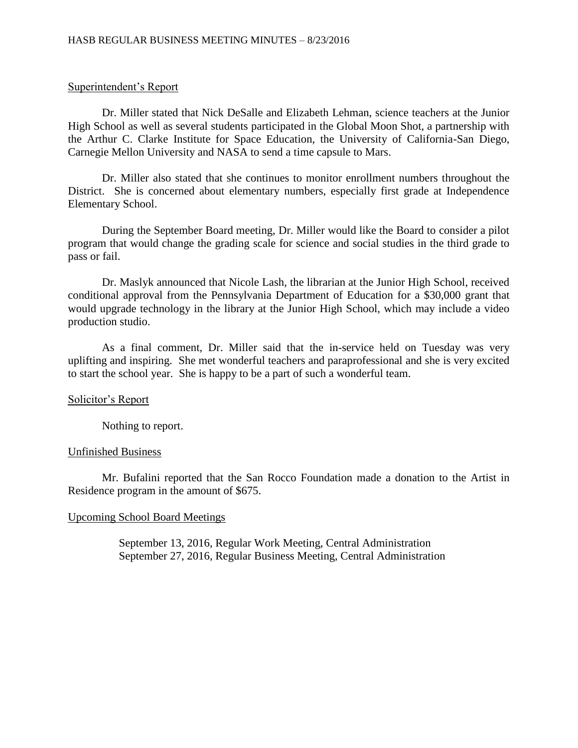## Superintendent's Report

Dr. Miller stated that Nick DeSalle and Elizabeth Lehman, science teachers at the Junior High School as well as several students participated in the Global Moon Shot, a partnership with the Arthur C. Clarke Institute for Space Education, the University of California-San Diego, Carnegie Mellon University and NASA to send a time capsule to Mars.

Dr. Miller also stated that she continues to monitor enrollment numbers throughout the District. She is concerned about elementary numbers, especially first grade at Independence Elementary School.

During the September Board meeting, Dr. Miller would like the Board to consider a pilot program that would change the grading scale for science and social studies in the third grade to pass or fail.

Dr. Maslyk announced that Nicole Lash, the librarian at the Junior High School, received conditional approval from the Pennsylvania Department of Education for a $30,000 grant that would upgrade technology in the library at the Junior High School, which may include a video production studio.

As a final comment, Dr. Miller said that the in-service held on Tuesday was very uplifting and inspiring. She met wonderful teachers and paraprofessional and she is very excited to start the school year. She is happy to be a part of such a wonderful team.

## Solicitor's Report

Nothing to report.

## Unfinished Business

Mr. Bufalini reported that the San Rocco Foundation made a donation to the Artist in Residence program in the amount of $675.

## Upcoming School Board Meetings

September 13, 2016, Regular Work Meeting, Central Administration
September 27, 2016, Regular Business Meeting, Central Administration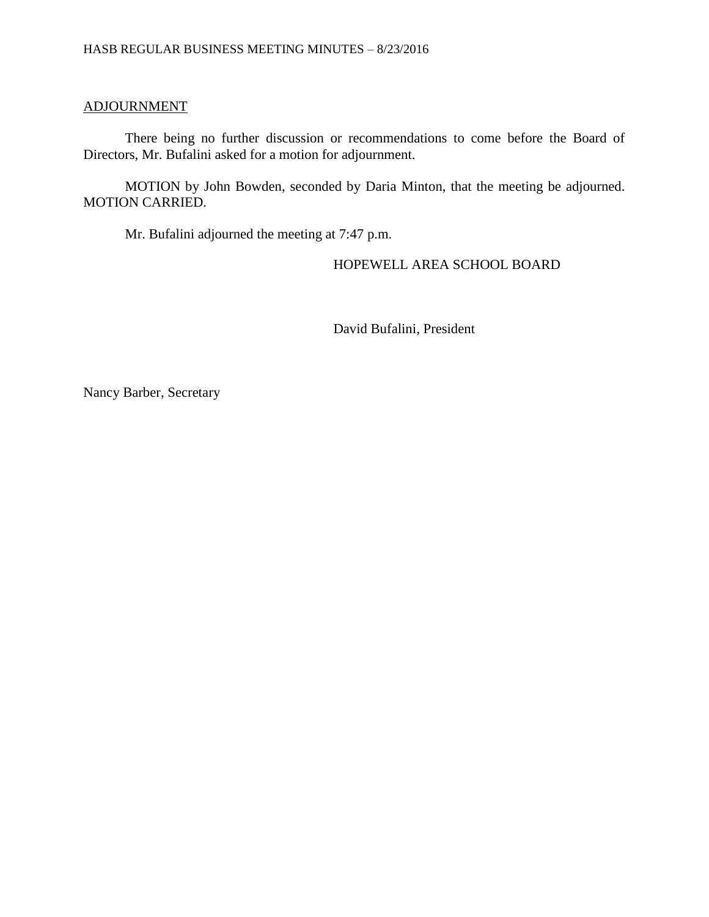## ADJOURNMENT

There being no further discussion or recommendations to come before the Board of Directors, Mr. Bufalini asked for a motion for adjournment.

MOTION by John Bowden, seconded by Daria Minton, that the meeting be adjourned. MOTION CARRIED.

Mr. Bufalini adjourned the meeting at 7:47 p.m.

HOPEWELL AREA SCHOOL BOARD

David Bufalini, President

Nancy Barber, Secretary